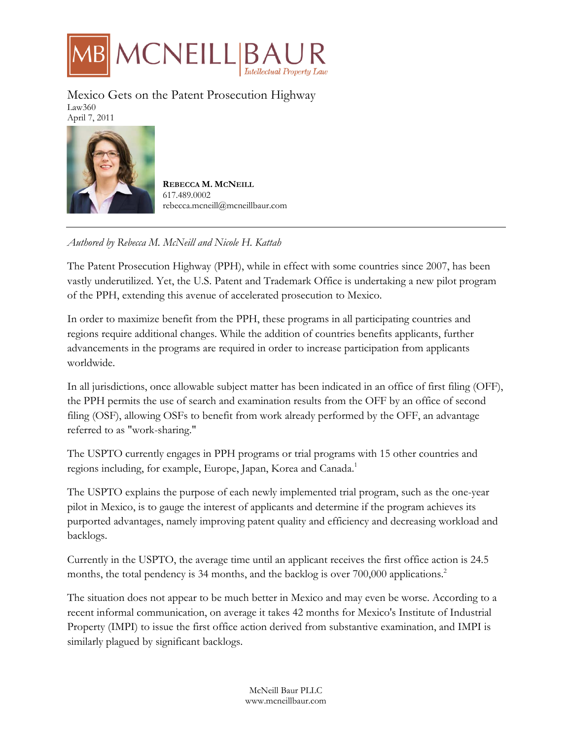# Mexico Gets on the Patent Prosecution Highway

Law360
April 7, 2011

**REBECCA M. MCNEILL**
617.489.0002
rebecca.mcneill@mcneillbaur.com

---

*Authored by Rebecca M. McNeill and Nicole H. Kattah*

The Patent Prosecution Highway (PPH), while in effect with some countries since 2007, has been vastly underutilized. Yet, the U.S. Patent and Trademark Office is undertaking a new pilot program of the PPH, extending this avenue of accelerated prosecution to Mexico.

In order to maximize benefit from the PPH, these programs in all participating countries and regions require additional changes. While the addition of countries benefits applicants, further advancements in the programs are required in order to increase participation from applicants worldwide.

In all jurisdictions, once allowable subject matter has been indicated in an office of first filing (OFF), the PPH permits the use of search and examination results from the OFF by an office of second filing (OSF), allowing OSFs to benefit from work already performed by the OFF, an advantage referred to as "work-sharing."

The USPTO currently engages in PPH programs or trial programs with 15 other countries and regions including, for example, Europe, Japan, Korea and Canada.[1]

The USPTO explains the purpose of each newly implemented trial program, such as the one-year pilot in Mexico, is to gauge the interest of applicants and determine if the program achieves its purported advantages, namely improving patent quality and efficiency and decreasing workload and backlogs.

Currently in the USPTO, the average time until an applicant receives the first office action is 24.5 months, the total pendency is 34 months, and the backlog is over 700,000 applications.[2]

The situation does not appear to be much better in Mexico and may even be worse. According to a recent informal communication, on average it takes 42 months for Mexico's Institute of Industrial Property (IMPI) to issue the first office action derived from substantive examination, and IMPI is similarly plagued by significant backlogs.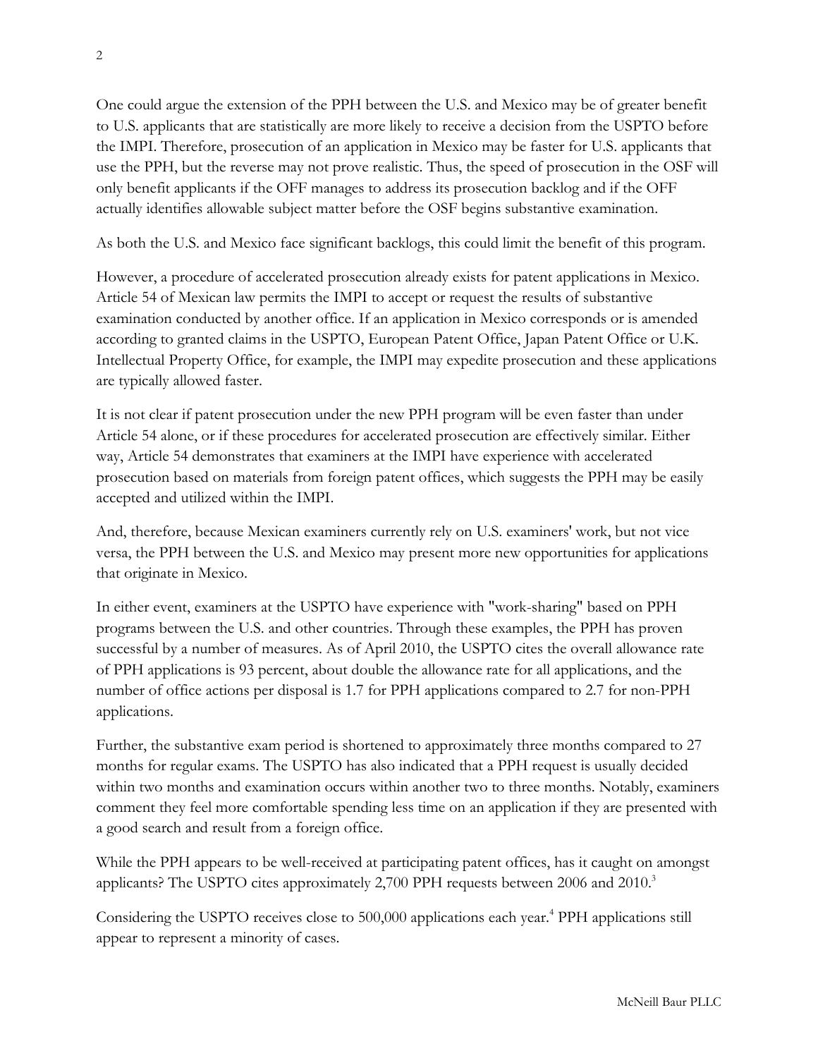One could argue the extension of the PPH between the U.S. and Mexico may be of greater benefit to U.S. applicants that are statistically are more likely to receive a decision from the USPTO before the IMPI. Therefore, prosecution of an application in Mexico may be faster for U.S. applicants that use the PPH, but the reverse may not prove realistic. Thus, the speed of prosecution in the OSF will only benefit applicants if the OFF manages to address its prosecution backlog and if the OFF actually identifies allowable subject matter before the OSF begins substantive examination.

As both the U.S. and Mexico face significant backlogs, this could limit the benefit of this program.

However, a procedure of accelerated prosecution already exists for patent applications in Mexico. Article 54 of Mexican law permits the IMPI to accept or request the results of substantive examination conducted by another office. If an application in Mexico corresponds or is amended according to granted claims in the USPTO, European Patent Office, Japan Patent Office or U.K. Intellectual Property Office, for example, the IMPI may expedite prosecution and these applications are typically allowed faster.

It is not clear if patent prosecution under the new PPH program will be even faster than under Article 54 alone, or if these procedures for accelerated prosecution are effectively similar. Either way, Article 54 demonstrates that examiners at the IMPI have experience with accelerated prosecution based on materials from foreign patent offices, which suggests the PPH may be easily accepted and utilized within the IMPI.

And, therefore, because Mexican examiners currently rely on U.S. examiners' work, but not vice versa, the PPH between the U.S. and Mexico may present more new opportunities for applications that originate in Mexico.

In either event, examiners at the USPTO have experience with "work-sharing" based on PPH programs between the U.S. and other countries. Through these examples, the PPH has proven successful by a number of measures. As of April 2010, the USPTO cites the overall allowance rate of PPH applications is 93 percent, about double the allowance rate for all applications, and the number of office actions per disposal is 1.7 for PPH applications compared to 2.7 for non-PPH applications.

Further, the substantive exam period is shortened to approximately three months compared to 27 months for regular exams. The USPTO has also indicated that a PPH request is usually decided within two months and examination occurs within another two to three months. Notably, examiners comment they feel more comfortable spending less time on an application if they are presented with a good search and result from a foreign office.

While the PPH appears to be well-received at participating patent offices, has it caught on amongst applicants? The USPTO cites approximately 2,700 PPH requests between 2006 and 2010.[3]

Considering the USPTO receives close to 500,000 applications each year.[4] PPH applications still appear to represent a minority of cases.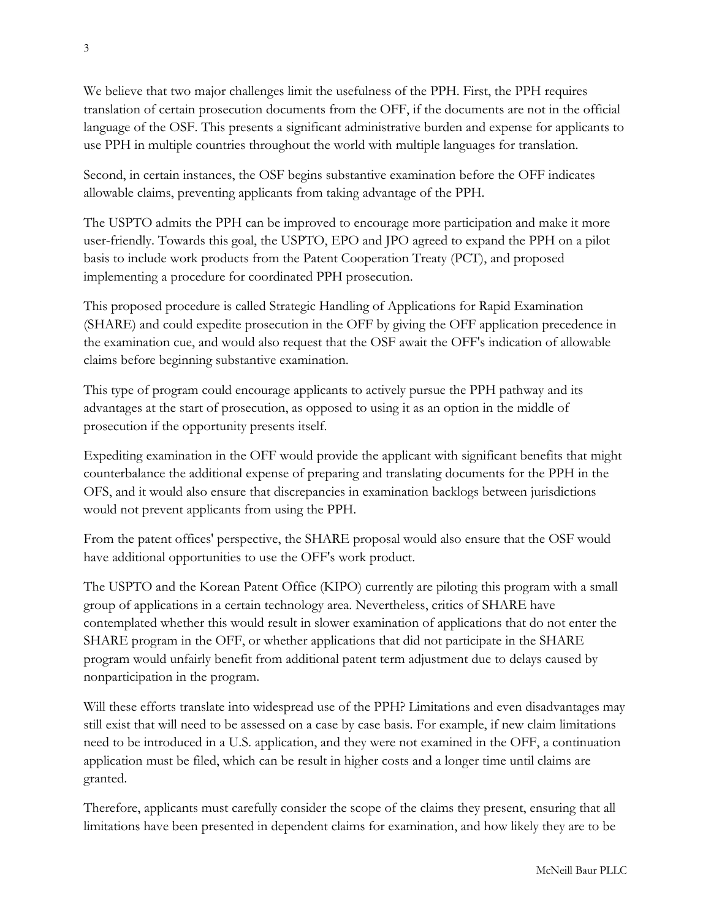We believe that two major challenges limit the usefulness of the PPH. First, the PPH requires translation of certain prosecution documents from the OFF, if the documents are not in the official language of the OSF. This presents a significant administrative burden and expense for applicants to use PPH in multiple countries throughout the world with multiple languages for translation.

Second, in certain instances, the OSF begins substantive examination before the OFF indicates allowable claims, preventing applicants from taking advantage of the PPH.

The USPTO admits the PPH can be improved to encourage more participation and make it more user-friendly. Towards this goal, the USPTO, EPO and JPO agreed to expand the PPH on a pilot basis to include work products from the Patent Cooperation Treaty (PCT), and proposed implementing a procedure for coordinated PPH prosecution.

This proposed procedure is called Strategic Handling of Applications for Rapid Examination (SHARE) and could expedite prosecution in the OFF by giving the OFF application precedence in the examination cue, and would also request that the OSF await the OFF's indication of allowable claims before beginning substantive examination.

This type of program could encourage applicants to actively pursue the PPH pathway and its advantages at the start of prosecution, as opposed to using it as an option in the middle of prosecution if the opportunity presents itself.

Expediting examination in the OFF would provide the applicant with significant benefits that might counterbalance the additional expense of preparing and translating documents for the PPH in the OFS, and it would also ensure that discrepancies in examination backlogs between jurisdictions would not prevent applicants from using the PPH.

From the patent offices' perspective, the SHARE proposal would also ensure that the OSF would have additional opportunities to use the OFF's work product.

The USPTO and the Korean Patent Office (KIPO) currently are piloting this program with a small group of applications in a certain technology area. Nevertheless, critics of SHARE have contemplated whether this would result in slower examination of applications that do not enter the SHARE program in the OFF, or whether applications that did not participate in the SHARE program would unfairly benefit from additional patent term adjustment due to delays caused by nonparticipation in the program.

Will these efforts translate into widespread use of the PPH? Limitations and even disadvantages may still exist that will need to be assessed on a case by case basis. For example, if new claim limitations need to be introduced in a U.S. application, and they were not examined in the OFF, a continuation application must be filed, which can be result in higher costs and a longer time until claims are granted.

Therefore, applicants must carefully consider the scope of the claims they present, ensuring that all limitations have been presented in dependent claims for examination, and how likely they are to be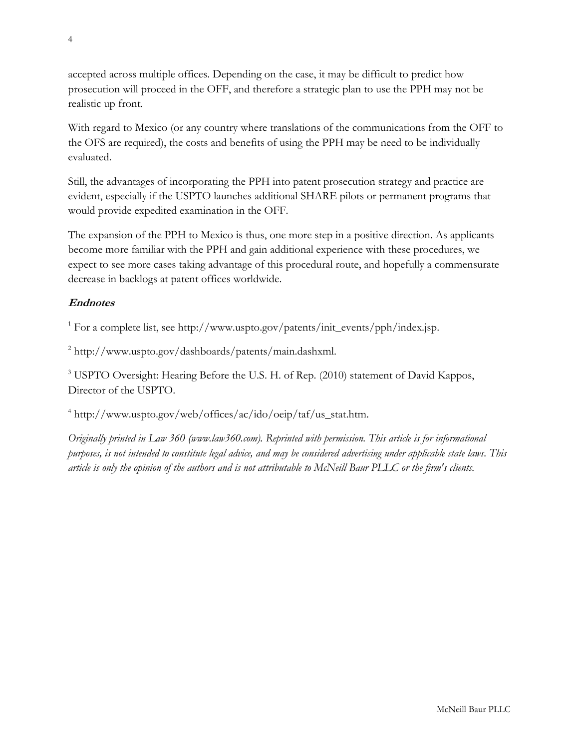accepted across multiple offices. Depending on the case, it may be difficult to predict how prosecution will proceed in the OFF, and therefore a strategic plan to use the PPH may not be realistic up front.

With regard to Mexico (or any country where translations of the communications from the OFF to the OFS are required), the costs and benefits of using the PPH may be need to be individually evaluated.

Still, the advantages of incorporating the PPH into patent prosecution strategy and practice are evident, especially if the USPTO launches additional SHARE pilots or permanent programs that would provide expedited examination in the OFF.

The expansion of the PPH to Mexico is thus, one more step in a positive direction. As applicants become more familiar with the PPH and gain additional experience with these procedures, we expect to see more cases taking advantage of this procedural route, and hopefully a commensurate decrease in backlogs at patent offices worldwide.

### ***Endnotes***

[1] For a complete list, see http://www.uspto.gov/patents/init_events/pph/index.jsp.

[2] http://www.uspto.gov/dashboards/patents/main.dashxml.

[3] USPTO Oversight: Hearing Before the U.S. H. of Rep. (2010) statement of David Kappos, Director of the USPTO.

[4] http://www.uspto.gov/web/offices/ac/ido/oeip/taf/us_stat.htm.

*Originally printed in Law 360 (www.law360.com). Reprinted with permission. This article is for informational purposes, is not intended to constitute legal advice, and may be considered advertising under applicable state laws. This article is only the opinion of the authors and is not attributable to McNeill Baur PLLC or the firm's clients.*